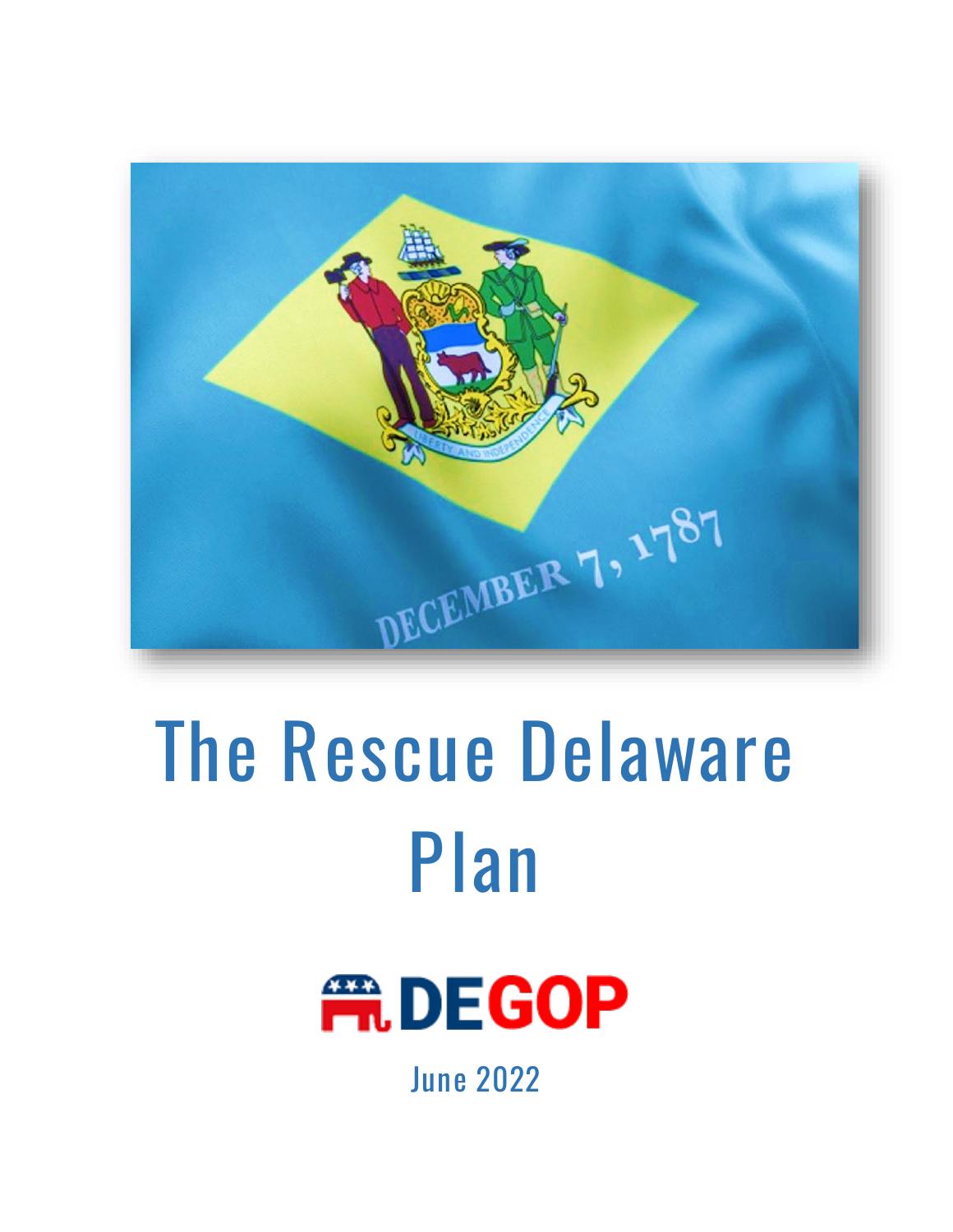# The Rescue Delaware Plan

DEGOP

June 2022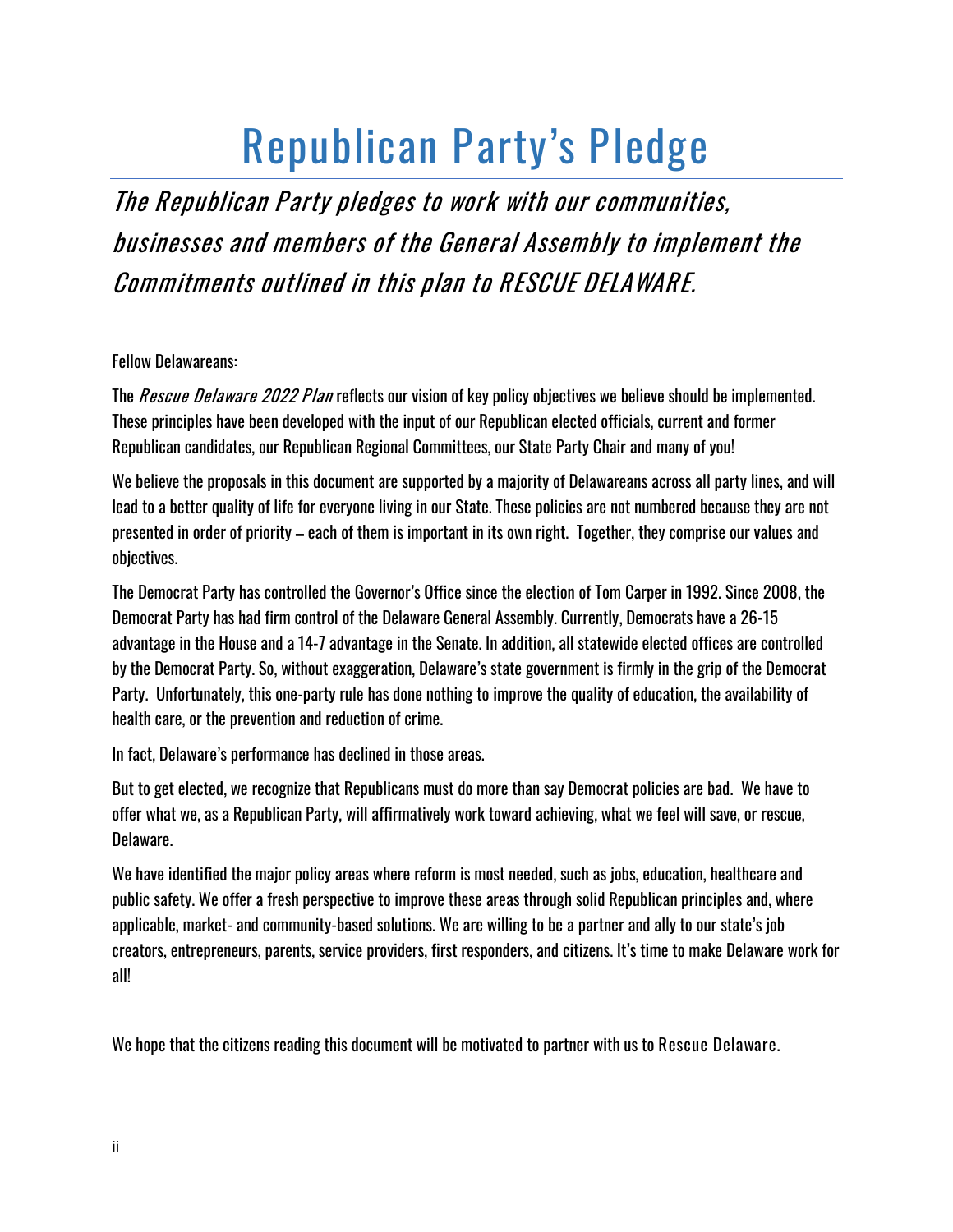# Republican Party's Pledge

*The Republican Party pledges to work with our communities, businesses and members of the General Assembly to implement the Commitments outlined in this plan to RESCUE DELAWARE.*

Fellow Delawareans:

The *Rescue Delaware 2022 Plan* reflects our vision of key policy objectives we believe should be implemented. These principles have been developed with the input of our Republican elected officials, current and former Republican candidates, our Republican Regional Committees, our State Party Chair and many of you!

We believe the proposals in this document are supported by a majority of Delawareans across all party lines, and will lead to a better quality of life for everyone living in our State. These policies are not numbered because they are not presented in order of priority – each of them is important in its own right. Together, they comprise our values and objectives.

The Democrat Party has controlled the Governor's Office since the election of Tom Carper in 1992. Since 2008, the Democrat Party has had firm control of the Delaware General Assembly. Currently, Democrats have a 26-15 advantage in the House and a 14-7 advantage in the Senate. In addition, all statewide elected offices are controlled by the Democrat Party. So, without exaggeration, Delaware's state government is firmly in the grip of the Democrat Party. Unfortunately, this one-party rule has done nothing to improve the quality of education, the availability of health care, or the prevention and reduction of crime.

In fact, Delaware's performance has declined in those areas.

But to get elected, we recognize that Republicans must do more than say Democrat policies are bad. We have to offer what we, as a Republican Party, will affirmatively work toward achieving, what we feel will save, or rescue, Delaware.

We have identified the major policy areas where reform is most needed, such as jobs, education, healthcare and public safety. We offer a fresh perspective to improve these areas through solid Republican principles and, where applicable, market- and community-based solutions. We are willing to be a partner and ally to our state's job creators, entrepreneurs, parents, service providers, first responders, and citizens. It's time to make Delaware work for all!

We hope that the citizens reading this document will be motivated to partner with us to Rescue Delaware.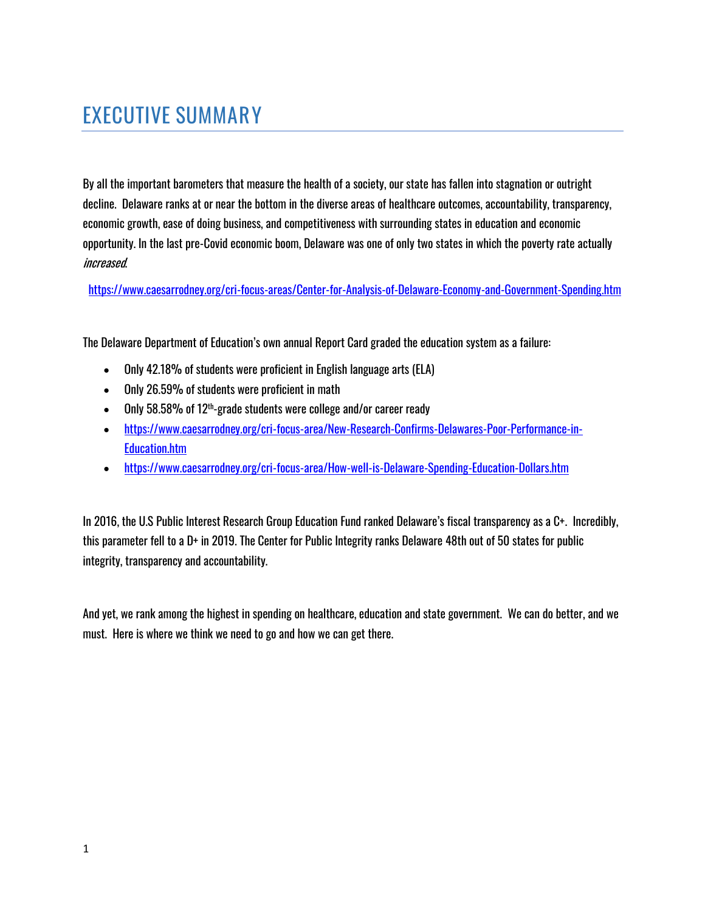# EXECUTIVE SUMMARY

By all the important barometers that measure the health of a society, our state has fallen into stagnation or outright decline. Delaware ranks at or near the bottom in the diverse areas of healthcare outcomes, accountability, transparency, economic growth, ease of doing business, and competitiveness with surrounding states in education and economic opportunity. In the last pre-Covid economic boom, Delaware was one of only two states in which the poverty rate actually *increased*.

https://www.caesarrodney.org/cri-focus-areas/Center-for-Analysis-of-Delaware-Economy-and-Government-Spending.htm

The Delaware Department of Education's own annual Report Card graded the education system as a failure:

- Only 42.18% of students were proficient in English language arts (ELA)
- Only 26.59% of students were proficient in math
- Only 58.58% of 12th-grade students were college and/or career ready
- https://www.caesarrodney.org/cri-focus-area/New-Research-Confirms-Delawares-Poor-Performance-in-Education.htm
- https://www.caesarrodney.org/cri-focus-area/How-well-is-Delaware-Spending-Education-Dollars.htm

In 2016, the U.S Public Interest Research Group Education Fund ranked Delaware's fiscal transparency as a C+. Incredibly, this parameter fell to a D+ in 2019. The Center for Public Integrity ranks Delaware 48th out of 50 states for public integrity, transparency and accountability.

And yet, we rank among the highest in spending on healthcare, education and state government. We can do better, and we must. Here is where we think we need to go and how we can get there.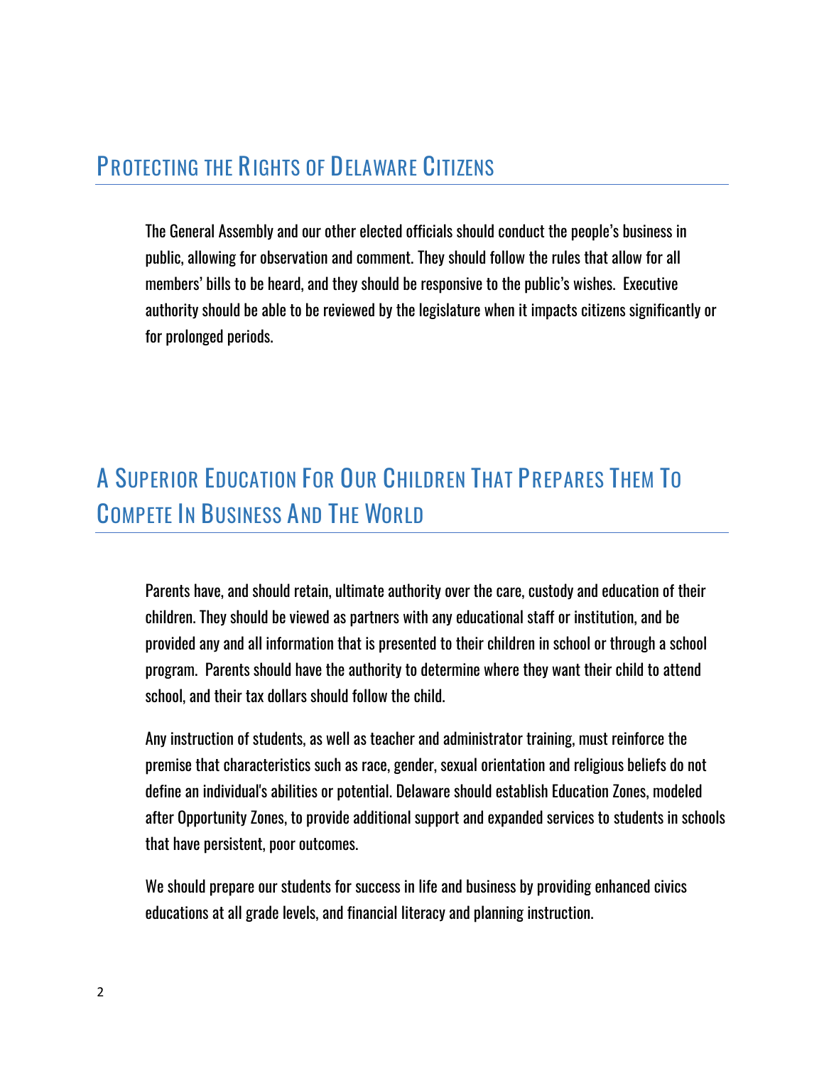## Protecting the Rights of Delaware Citizens

The General Assembly and our other elected officials should conduct the people's business in public, allowing for observation and comment. They should follow the rules that allow for all members' bills to be heard, and they should be responsive to the public's wishes. Executive authority should be able to be reviewed by the legislature when it impacts citizens significantly or for prolonged periods.

## A Superior Education For Our Children That Prepares Them To Compete In Business And The World

Parents have, and should retain, ultimate authority over the care, custody and education of their children. They should be viewed as partners with any educational staff or institution, and be provided any and all information that is presented to their children in school or through a school program. Parents should have the authority to determine where they want their child to attend school, and their tax dollars should follow the child.

Any instruction of students, as well as teacher and administrator training, must reinforce the premise that characteristics such as race, gender, sexual orientation and religious beliefs do not define an individual's abilities or potential. Delaware should establish Education Zones, modeled after Opportunity Zones, to provide additional support and expanded services to students in schools that have persistent, poor outcomes.

We should prepare our students for success in life and business by providing enhanced civics educations at all grade levels, and financial literacy and planning instruction.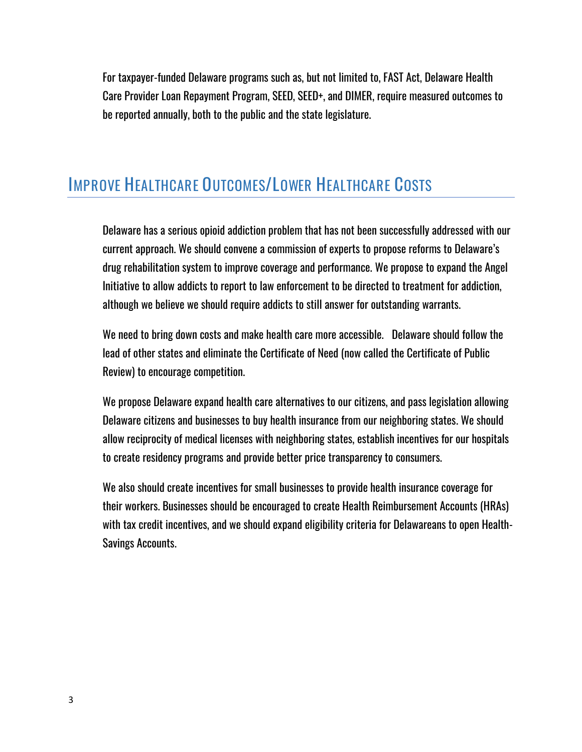For taxpayer-funded Delaware programs such as, but not limited to, FAST Act, Delaware Health Care Provider Loan Repayment Program, SEED, SEED+, and DIMER, require measured outcomes to be reported annually, both to the public and the state legislature.

## Improve Healthcare Outcomes/Lower Healthcare Costs

Delaware has a serious opioid addiction problem that has not been successfully addressed with our current approach. We should convene a commission of experts to propose reforms to Delaware's drug rehabilitation system to improve coverage and performance. We propose to expand the Angel Initiative to allow addicts to report to law enforcement to be directed to treatment for addiction, although we believe we should require addicts to still answer for outstanding warrants.

We need to bring down costs and make health care more accessible. Delaware should follow the lead of other states and eliminate the Certificate of Need (now called the Certificate of Public Review) to encourage competition.

We propose Delaware expand health care alternatives to our citizens, and pass legislation allowing Delaware citizens and businesses to buy health insurance from our neighboring states. We should allow reciprocity of medical licenses with neighboring states, establish incentives for our hospitals to create residency programs and provide better price transparency to consumers.

We also should create incentives for small businesses to provide health insurance coverage for their workers. Businesses should be encouraged to create Health Reimbursement Accounts (HRAs) with tax credit incentives, and we should expand eligibility criteria for Delawareans to open Health-Savings Accounts.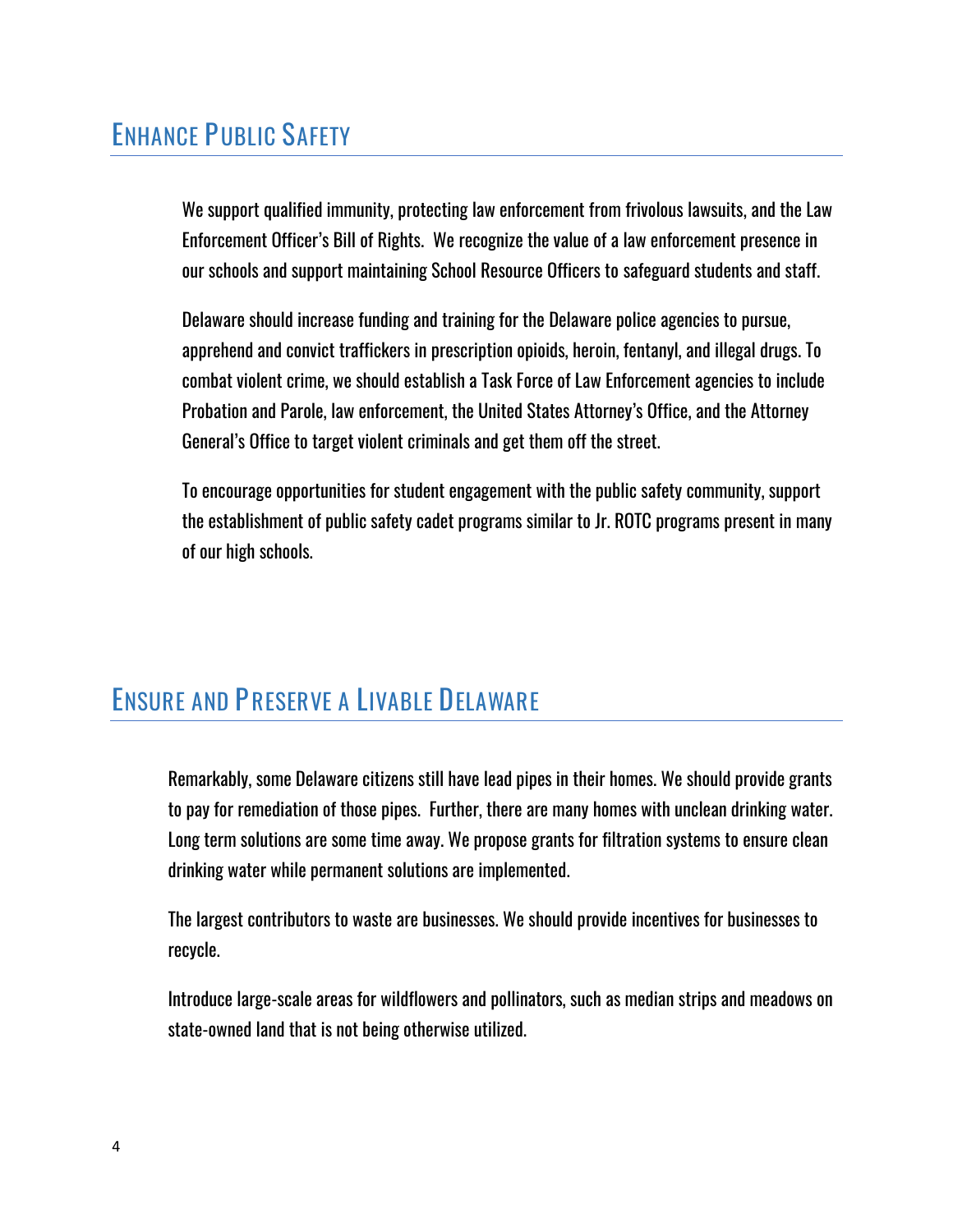## Enhance Public Safety

We support qualified immunity, protecting law enforcement from frivolous lawsuits, and the Law Enforcement Officer's Bill of Rights. We recognize the value of a law enforcement presence in our schools and support maintaining School Resource Officers to safeguard students and staff.

Delaware should increase funding and training for the Delaware police agencies to pursue, apprehend and convict traffickers in prescription opioids, heroin, fentanyl, and illegal drugs. To combat violent crime, we should establish a Task Force of Law Enforcement agencies to include Probation and Parole, law enforcement, the United States Attorney's Office, and the Attorney General's Office to target violent criminals and get them off the street.

To encourage opportunities for student engagement with the public safety community, support the establishment of public safety cadet programs similar to Jr. ROTC programs present in many of our high schools.

## Ensure and Preserve a Livable Delaware

Remarkably, some Delaware citizens still have lead pipes in their homes. We should provide grants to pay for remediation of those pipes. Further, there are many homes with unclean drinking water. Long term solutions are some time away. We propose grants for filtration systems to ensure clean drinking water while permanent solutions are implemented.

The largest contributors to waste are businesses. We should provide incentives for businesses to recycle.

Introduce large-scale areas for wildflowers and pollinators, such as median strips and meadows on state-owned land that is not being otherwise utilized.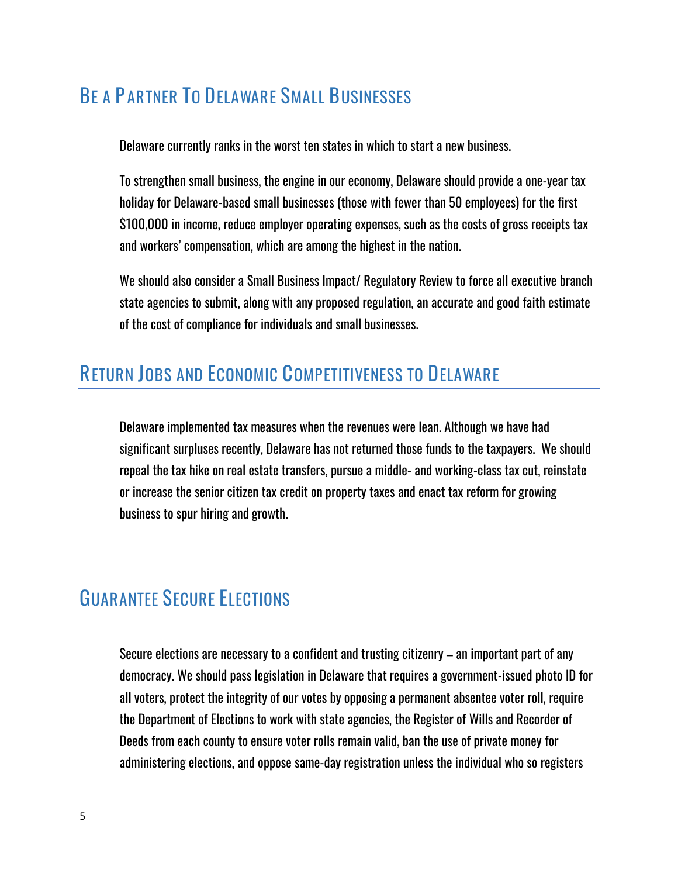## Be a Partner To Delaware Small Businesses

Delaware currently ranks in the worst ten states in which to start a new business.

To strengthen small business, the engine in our economy, Delaware should provide a one-year tax holiday for Delaware-based small businesses (those with fewer than 50 employees) for the first $100,000 in income, reduce employer operating expenses, such as the costs of gross receipts tax and workers' compensation, which are among the highest in the nation.

We should also consider a Small Business Impact/ Regulatory Review to force all executive branch state agencies to submit, along with any proposed regulation, an accurate and good faith estimate of the cost of compliance for individuals and small businesses.

## Return Jobs and Economic Competitiveness to Delaware

Delaware implemented tax measures when the revenues were lean. Although we have had significant surpluses recently, Delaware has not returned those funds to the taxpayers. We should repeal the tax hike on real estate transfers, pursue a middle- and working-class tax cut, reinstate or increase the senior citizen tax credit on property taxes and enact tax reform for growing business to spur hiring and growth.

## Guarantee Secure Elections

Secure elections are necessary to a confident and trusting citizenry – an important part of any democracy. We should pass legislation in Delaware that requires a government-issued photo ID for all voters, protect the integrity of our votes by opposing a permanent absentee voter roll, require the Department of Elections to work with state agencies, the Register of Wills and Recorder of Deeds from each county to ensure voter rolls remain valid, ban the use of private money for administering elections, and oppose same-day registration unless the individual who so registers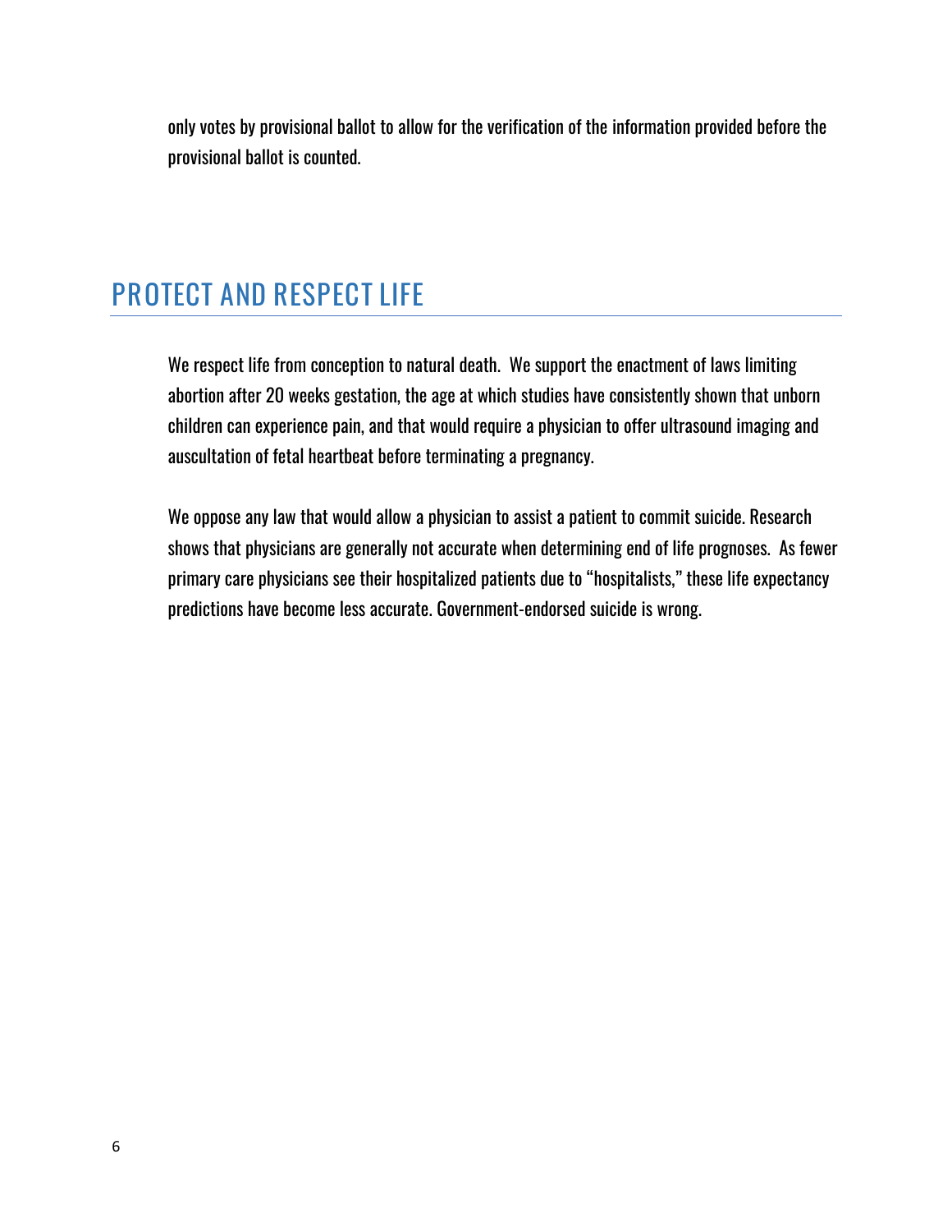only votes by provisional ballot to allow for the verification of the information provided before the provisional ballot is counted.

## PROTECT AND RESPECT LIFE

We respect life from conception to natural death. We support the enactment of laws limiting abortion after 20 weeks gestation, the age at which studies have consistently shown that unborn children can experience pain, and that would require a physician to offer ultrasound imaging and auscultation of fetal heartbeat before terminating a pregnancy.

We oppose any law that would allow a physician to assist a patient to commit suicide. Research shows that physicians are generally not accurate when determining end of life prognoses. As fewer primary care physicians see their hospitalized patients due to "hospitalists," these life expectancy predictions have become less accurate. Government-endorsed suicide is wrong.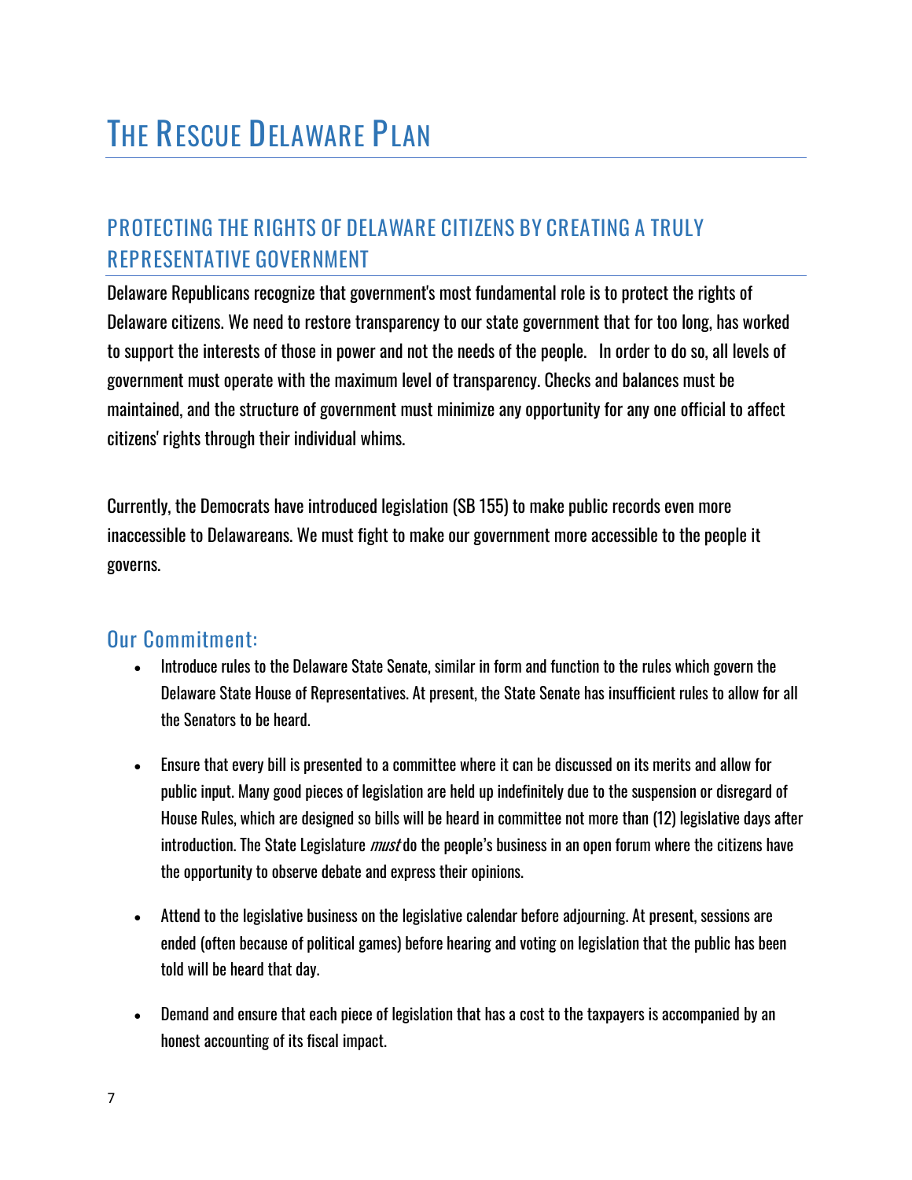# The Rescue Delaware Plan

## PROTECTING THE RIGHTS OF DELAWARE CITIZENS BY CREATING A TRULY REPRESENTATIVE GOVERNMENT

Delaware Republicans recognize that government's most fundamental role is to protect the rights of Delaware citizens. We need to restore transparency to our state government that for too long, has worked to support the interests of those in power and not the needs of the people. In order to do so, all levels of government must operate with the maximum level of transparency. Checks and balances must be maintained, and the structure of government must minimize any opportunity for any one official to affect citizens' rights through their individual whims.

Currently, the Democrats have introduced legislation (SB 155) to make public records even more inaccessible to Delawareans. We must fight to make our government more accessible to the people it governs.

### Our Commitment:

- Introduce rules to the Delaware State Senate, similar in form and function to the rules which govern the Delaware State House of Representatives. At present, the State Senate has insufficient rules to allow for all the Senators to be heard.

- Ensure that every bill is presented to a committee where it can be discussed on its merits and allow for public input. Many good pieces of legislation are held up indefinitely due to the suspension or disregard of House Rules, which are designed so bills will be heard in committee not more than (12) legislative days after introduction. The State Legislature *must* do the people's business in an open forum where the citizens have the opportunity to observe debate and express their opinions.

- Attend to the legislative business on the legislative calendar before adjourning. At present, sessions are ended (often because of political games) before hearing and voting on legislation that the public has been told will be heard that day.

- Demand and ensure that each piece of legislation that has a cost to the taxpayers is accompanied by an honest accounting of its fiscal impact.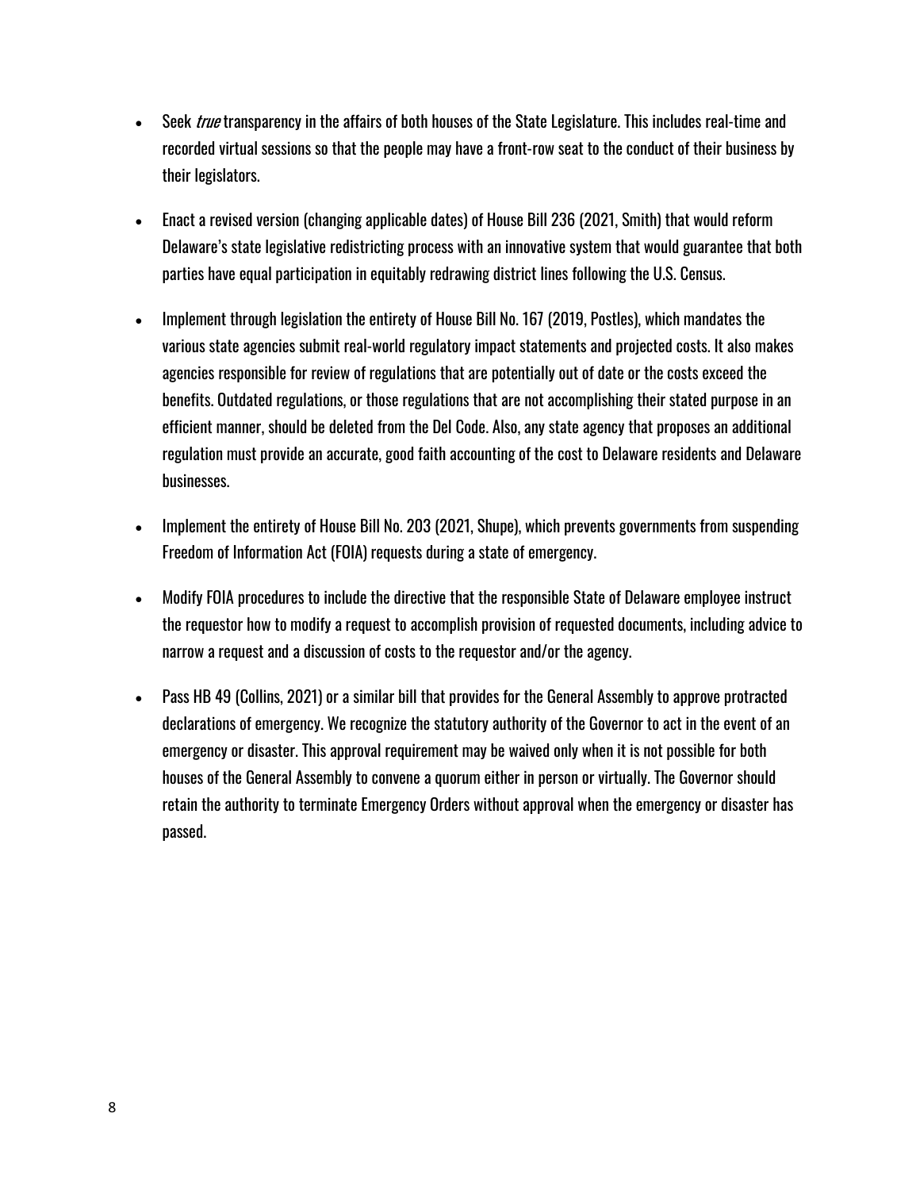- Seek *true* transparency in the affairs of both houses of the State Legislature. This includes real-time and recorded virtual sessions so that the people may have a front-row seat to the conduct of their business by their legislators.

- Enact a revised version (changing applicable dates) of House Bill 236 (2021, Smith) that would reform Delaware's state legislative redistricting process with an innovative system that would guarantee that both parties have equal participation in equitably redrawing district lines following the U.S. Census.

- Implement through legislation the entirety of House Bill No. 167 (2019, Postles), which mandates the various state agencies submit real-world regulatory impact statements and projected costs. It also makes agencies responsible for review of regulations that are potentially out of date or the costs exceed the benefits. Outdated regulations, or those regulations that are not accomplishing their stated purpose in an efficient manner, should be deleted from the Del Code. Also, any state agency that proposes an additional regulation must provide an accurate, good faith accounting of the cost to Delaware residents and Delaware businesses.

- Implement the entirety of House Bill No. 203 (2021, Shupe), which prevents governments from suspending Freedom of Information Act (FOIA) requests during a state of emergency.

- Modify FOIA procedures to include the directive that the responsible State of Delaware employee instruct the requestor how to modify a request to accomplish provision of requested documents, including advice to narrow a request and a discussion of costs to the requestor and/or the agency.

- Pass HB 49 (Collins, 2021) or a similar bill that provides for the General Assembly to approve protracted declarations of emergency. We recognize the statutory authority of the Governor to act in the event of an emergency or disaster. This approval requirement may be waived only when it is not possible for both houses of the General Assembly to convene a quorum either in person or virtually. The Governor should retain the authority to terminate Emergency Orders without approval when the emergency or disaster has passed.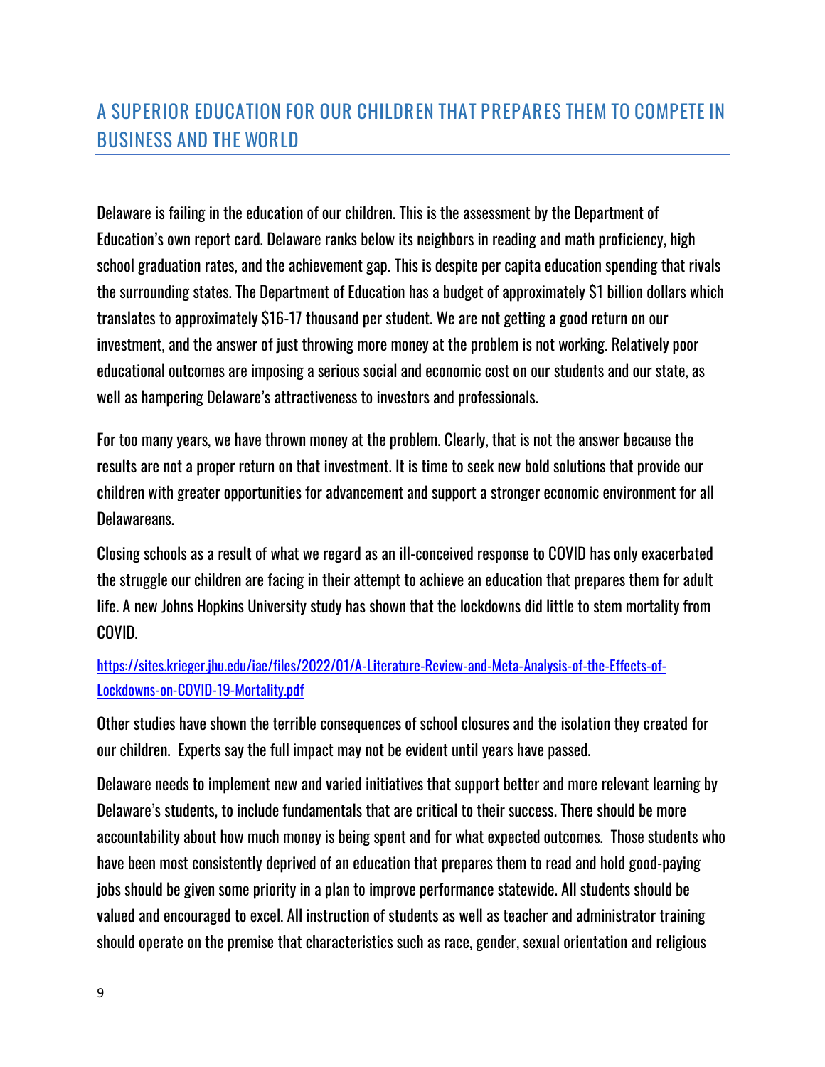## A SUPERIOR EDUCATION FOR OUR CHILDREN THAT PREPARES THEM TO COMPETE IN BUSINESS AND THE WORLD

Delaware is failing in the education of our children. This is the assessment by the Department of Education's own report card. Delaware ranks below its neighbors in reading and math proficiency, high school graduation rates, and the achievement gap. This is despite per capita education spending that rivals the surrounding states. The Department of Education has a budget of approximately $1 billion dollars which translates to approximately $16-17 thousand per student. We are not getting a good return on our investment, and the answer of just throwing more money at the problem is not working. Relatively poor educational outcomes are imposing a serious social and economic cost on our students and our state, as well as hampering Delaware's attractiveness to investors and professionals.

For too many years, we have thrown money at the problem. Clearly, that is not the answer because the results are not a proper return on that investment. It is time to seek new bold solutions that provide our children with greater opportunities for advancement and support a stronger economic environment for all Delawareans.

Closing schools as a result of what we regard as an ill-conceived response to COVID has only exacerbated the struggle our children are facing in their attempt to achieve an education that prepares them for adult life. A new Johns Hopkins University study has shown that the lockdowns did little to stem mortality from COVID.

https://sites.krieger.jhu.edu/iae/files/2022/01/A-Literature-Review-and-Meta-Analysis-of-the-Effects-of-Lockdowns-on-COVID-19-Mortality.pdf

Other studies have shown the terrible consequences of school closures and the isolation they created for our children. Experts say the full impact may not be evident until years have passed.

Delaware needs to implement new and varied initiatives that support better and more relevant learning by Delaware's students, to include fundamentals that are critical to their success. There should be more accountability about how much money is being spent and for what expected outcomes. Those students who have been most consistently deprived of an education that prepares them to read and hold good-paying jobs should be given some priority in a plan to improve performance statewide. All students should be valued and encouraged to excel. All instruction of students as well as teacher and administrator training should operate on the premise that characteristics such as race, gender, sexual orientation and religious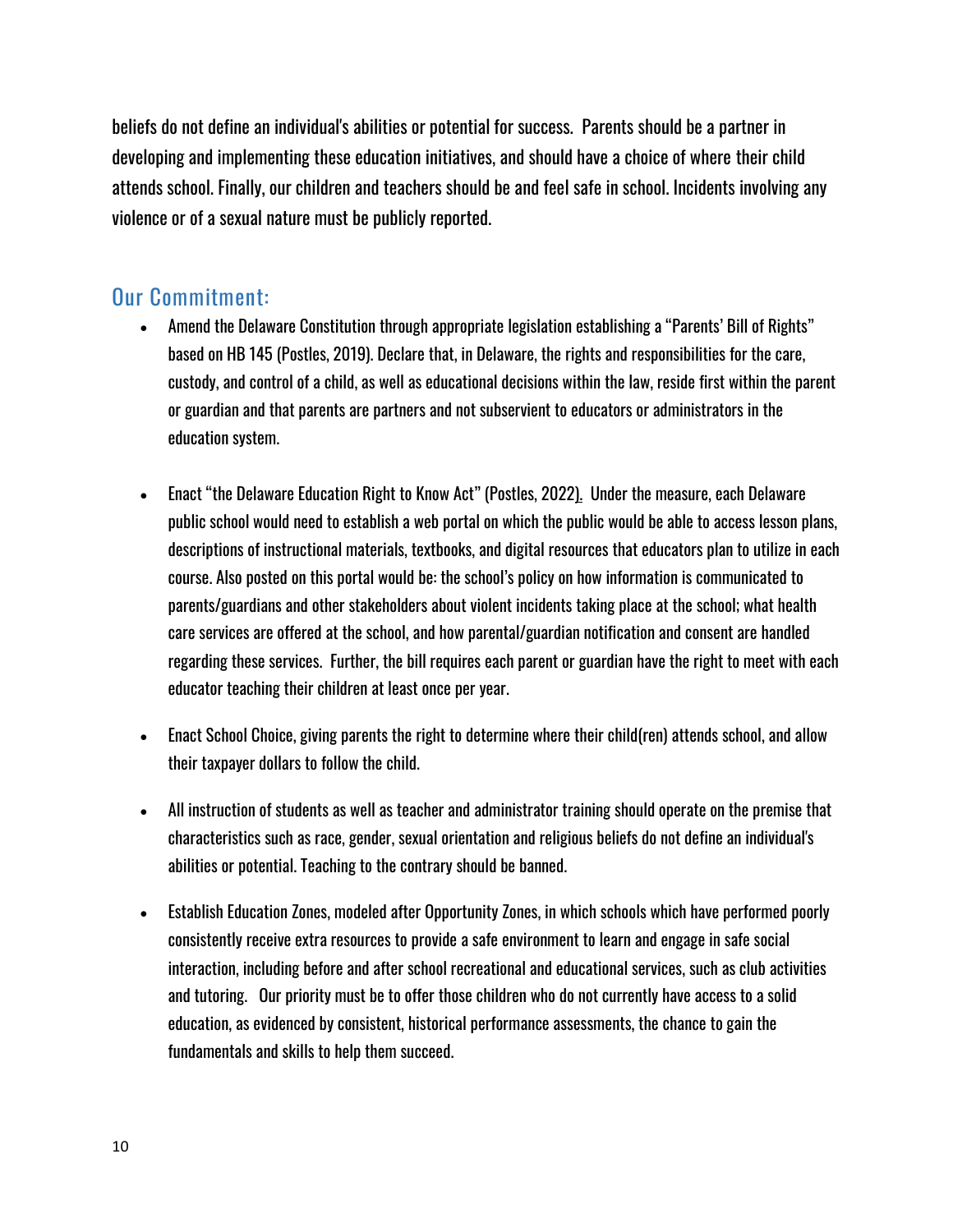beliefs do not define an individual's abilities or potential for success. Parents should be a partner in developing and implementing these education initiatives, and should have a choice of where their child attends school. Finally, our children and teachers should be and feel safe in school. Incidents involving any violence or of a sexual nature must be publicly reported.

## Our Commitment:

- Amend the Delaware Constitution through appropriate legislation establishing a "Parents' Bill of Rights" based on HB 145 (Postles, 2019). Declare that, in Delaware, the rights and responsibilities for the care, custody, and control of a child, as well as educational decisions within the law, reside first within the parent or guardian and that parents are partners and not subservient to educators or administrators in the education system.

- Enact "the Delaware Education Right to Know Act" (Postles, 2022). Under the measure, each Delaware public school would need to establish a web portal on which the public would be able to access lesson plans, descriptions of instructional materials, textbooks, and digital resources that educators plan to utilize in each course. Also posted on this portal would be: the school's policy on how information is communicated to parents/guardians and other stakeholders about violent incidents taking place at the school; what health care services are offered at the school, and how parental/guardian notification and consent are handled regarding these services. Further, the bill requires each parent or guardian have the right to meet with each educator teaching their children at least once per year.

- Enact School Choice, giving parents the right to determine where their child(ren) attends school, and allow their taxpayer dollars to follow the child.

- All instruction of students as well as teacher and administrator training should operate on the premise that characteristics such as race, gender, sexual orientation and religious beliefs do not define an individual's abilities or potential. Teaching to the contrary should be banned.

- Establish Education Zones, modeled after Opportunity Zones, in which schools which have performed poorly consistently receive extra resources to provide a safe environment to learn and engage in safe social interaction, including before and after school recreational and educational services, such as club activities and tutoring. Our priority must be to offer those children who do not currently have access to a solid education, as evidenced by consistent, historical performance assessments, the chance to gain the fundamentals and skills to help them succeed.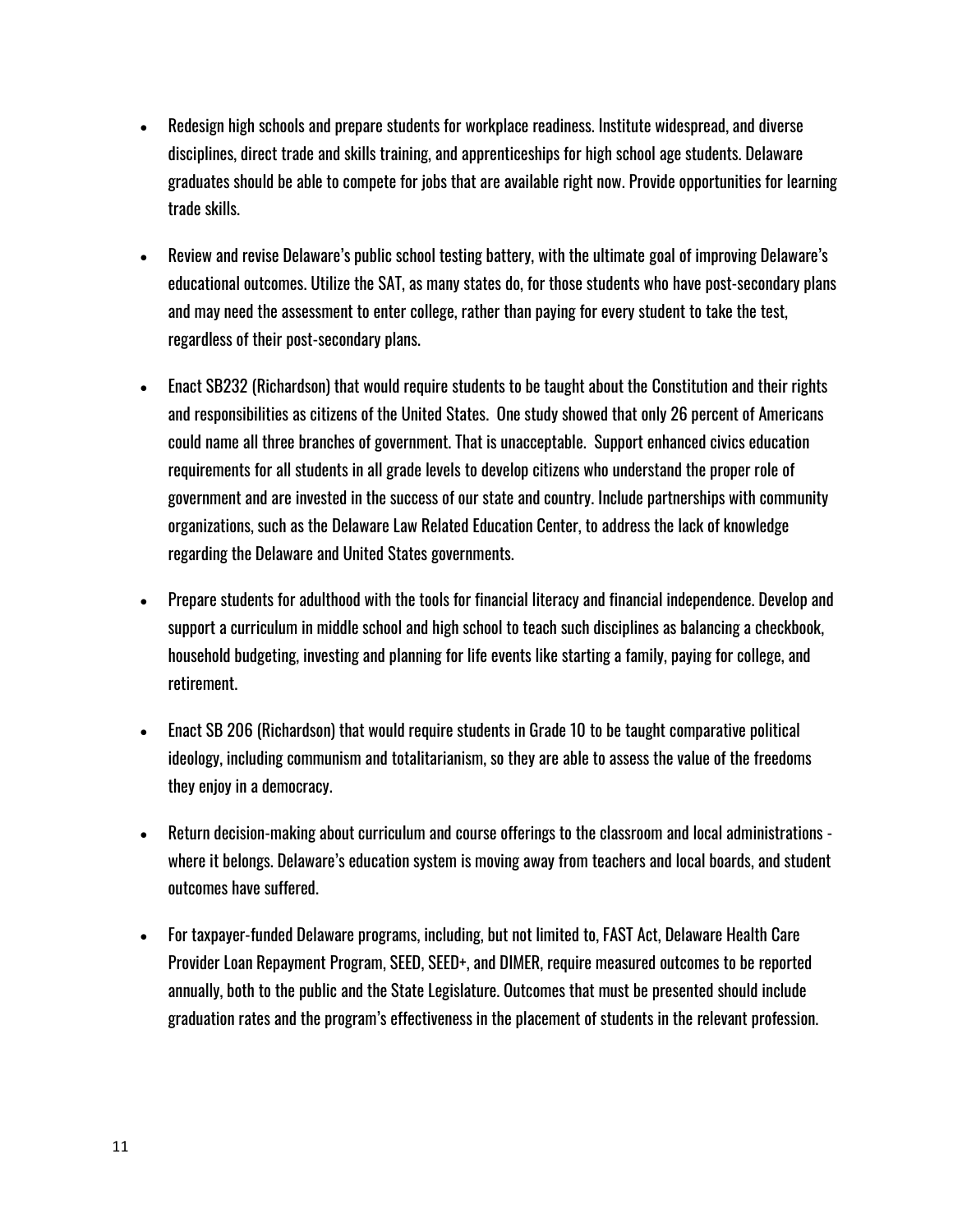- Redesign high schools and prepare students for workplace readiness. Institute widespread, and diverse disciplines, direct trade and skills training, and apprenticeships for high school age students. Delaware graduates should be able to compete for jobs that are available right now. Provide opportunities for learning trade skills.

- Review and revise Delaware's public school testing battery, with the ultimate goal of improving Delaware's educational outcomes. Utilize the SAT, as many states do, for those students who have post-secondary plans and may need the assessment to enter college, rather than paying for every student to take the test, regardless of their post-secondary plans.

- Enact SB232 (Richardson) that would require students to be taught about the Constitution and their rights and responsibilities as citizens of the United States. One study showed that only 26 percent of Americans could name all three branches of government. That is unacceptable. Support enhanced civics education requirements for all students in all grade levels to develop citizens who understand the proper role of government and are invested in the success of our state and country. Include partnerships with community organizations, such as the Delaware Law Related Education Center, to address the lack of knowledge regarding the Delaware and United States governments.

- Prepare students for adulthood with the tools for financial literacy and financial independence. Develop and support a curriculum in middle school and high school to teach such disciplines as balancing a checkbook, household budgeting, investing and planning for life events like starting a family, paying for college, and retirement.

- Enact SB 206 (Richardson) that would require students in Grade 10 to be taught comparative political ideology, including communism and totalitarianism, so they are able to assess the value of the freedoms they enjoy in a democracy.

- Return decision-making about curriculum and course offerings to the classroom and local administrations - where it belongs. Delaware's education system is moving away from teachers and local boards, and student outcomes have suffered.

- For taxpayer-funded Delaware programs, including, but not limited to, FAST Act, Delaware Health Care Provider Loan Repayment Program, SEED, SEED+, and DIMER, require measured outcomes to be reported annually, both to the public and the State Legislature. Outcomes that must be presented should include graduation rates and the program's effectiveness in the placement of students in the relevant profession.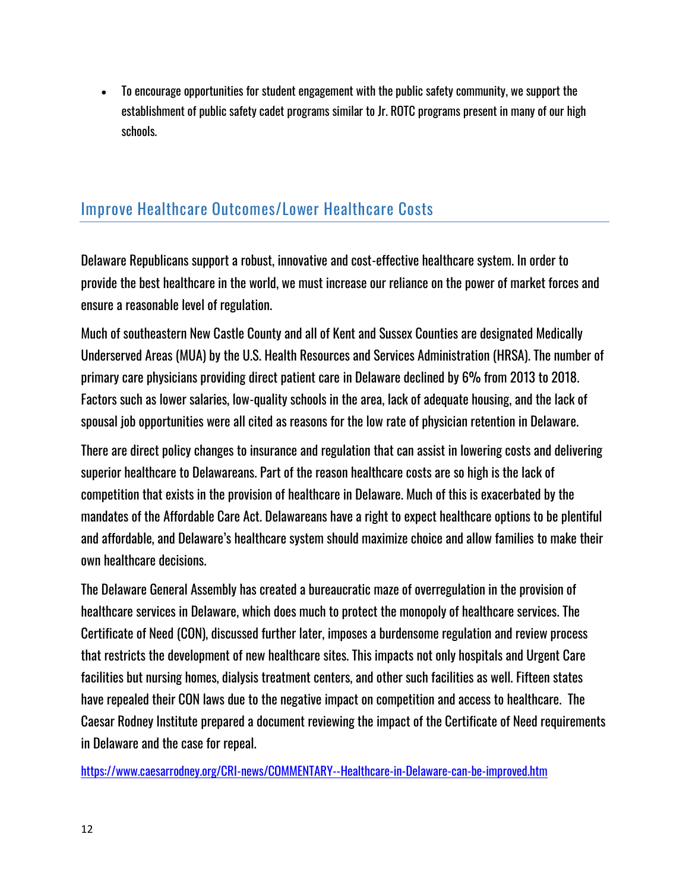- To encourage opportunities for student engagement with the public safety community, we support the establishment of public safety cadet programs similar to Jr. ROTC programs present in many of our high schools.

## Improve Healthcare Outcomes/Lower Healthcare Costs

Delaware Republicans support a robust, innovative and cost-effective healthcare system. In order to provide the best healthcare in the world, we must increase our reliance on the power of market forces and ensure a reasonable level of regulation.

Much of southeastern New Castle County and all of Kent and Sussex Counties are designated Medically Underserved Areas (MUA) by the U.S. Health Resources and Services Administration (HRSA). The number of primary care physicians providing direct patient care in Delaware declined by 6% from 2013 to 2018. Factors such as lower salaries, low-quality schools in the area, lack of adequate housing, and the lack of spousal job opportunities were all cited as reasons for the low rate of physician retention in Delaware.

There are direct policy changes to insurance and regulation that can assist in lowering costs and delivering superior healthcare to Delawareans. Part of the reason healthcare costs are so high is the lack of competition that exists in the provision of healthcare in Delaware. Much of this is exacerbated by the mandates of the Affordable Care Act. Delawareans have a right to expect healthcare options to be plentiful and affordable, and Delaware's healthcare system should maximize choice and allow families to make their own healthcare decisions.

The Delaware General Assembly has created a bureaucratic maze of overregulation in the provision of healthcare services in Delaware, which does much to protect the monopoly of healthcare services. The Certificate of Need (CON), discussed further later, imposes a burdensome regulation and review process that restricts the development of new healthcare sites. This impacts not only hospitals and Urgent Care facilities but nursing homes, dialysis treatment centers, and other such facilities as well. Fifteen states have repealed their CON laws due to the negative impact on competition and access to healthcare. The Caesar Rodney Institute prepared a document reviewing the impact of the Certificate of Need requirements in Delaware and the case for repeal.

https://www.caesarrodney.org/CRI-news/COMMENTARY--Healthcare-in-Delaware-can-be-improved.htm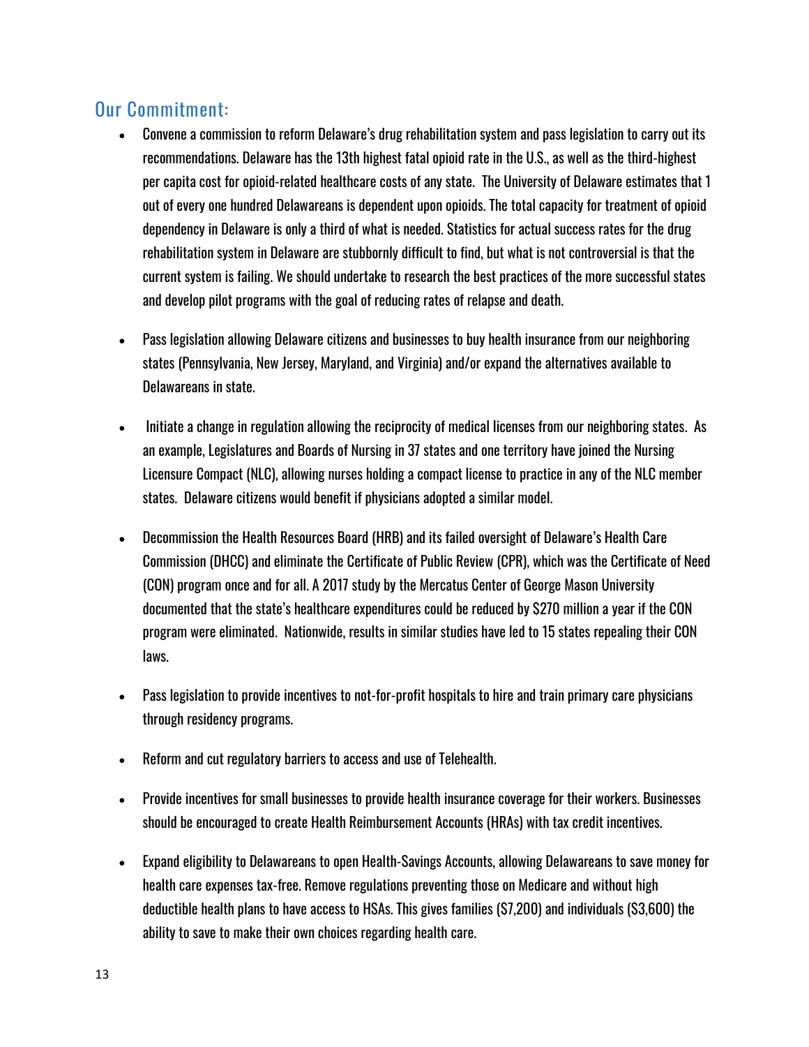## Our Commitment:

- Convene a commission to reform Delaware's drug rehabilitation system and pass legislation to carry out its recommendations. Delaware has the 13th highest fatal opioid rate in the U.S., as well as the third-highest per capita cost for opioid-related healthcare costs of any state. The University of Delaware estimates that 1 out of every one hundred Delawareans is dependent upon opioids. The total capacity for treatment of opioid dependency in Delaware is only a third of what is needed. Statistics for actual success rates for the drug rehabilitation system in Delaware are stubbornly difficult to find, but what is not controversial is that the current system is failing. We should undertake to research the best practices of the more successful states and develop pilot programs with the goal of reducing rates of relapse and death.

- Pass legislation allowing Delaware citizens and businesses to buy health insurance from our neighboring states (Pennsylvania, New Jersey, Maryland, and Virginia) and/or expand the alternatives available to Delawareans in state.

- Initiate a change in regulation allowing the reciprocity of medical licenses from our neighboring states. As an example, Legislatures and Boards of Nursing in 37 states and one territory have joined the Nursing Licensure Compact (NLC), allowing nurses holding a compact license to practice in any of the NLC member states. Delaware citizens would benefit if physicians adopted a similar model.

- Decommission the Health Resources Board (HRB) and its failed oversight of Delaware's Health Care Commission (DHCC) and eliminate the Certificate of Public Review (CPR), which was the Certificate of Need (CON) program once and for all. A 2017 study by the Mercatus Center of George Mason University documented that the state's healthcare expenditures could be reduced by $270 million a year if the CON program were eliminated. Nationwide, results in similar studies have led to 15 states repealing their CON laws.

- Pass legislation to provide incentives to not-for-profit hospitals to hire and train primary care physicians through residency programs.

- Reform and cut regulatory barriers to access and use of Telehealth.

- Provide incentives for small businesses to provide health insurance coverage for their workers. Businesses should be encouraged to create Health Reimbursement Accounts (HRAs) with tax credit incentives.

- Expand eligibility to Delawareans to open Health-Savings Accounts, allowing Delawareans to save money for health care expenses tax-free. Remove regulations preventing those on Medicare and without high deductible health plans to have access to HSAs. This gives families ($7,200) and individuals ($3,600) the ability to save to make their own choices regarding health care.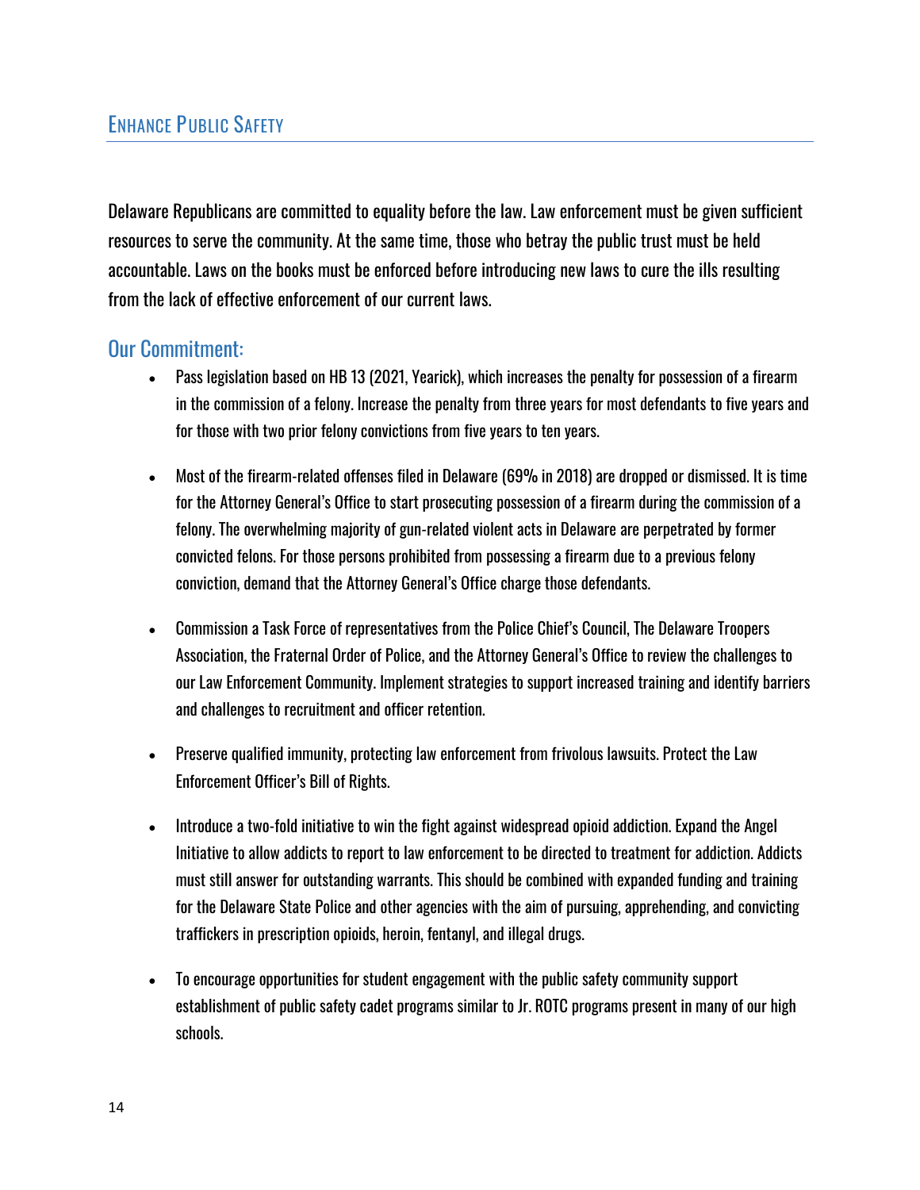## Enhance Public Safety

Delaware Republicans are committed to equality before the law. Law enforcement must be given sufficient resources to serve the community. At the same time, those who betray the public trust must be held accountable. Laws on the books must be enforced before introducing new laws to cure the ills resulting from the lack of effective enforcement of our current laws.

### Our Commitment:

- Pass legislation based on HB 13 (2021, Yearick), which increases the penalty for possession of a firearm in the commission of a felony. Increase the penalty from three years for most defendants to five years and for those with two prior felony convictions from five years to ten years.
- Most of the firearm-related offenses filed in Delaware (69% in 2018) are dropped or dismissed. It is time for the Attorney General's Office to start prosecuting possession of a firearm during the commission of a felony. The overwhelming majority of gun-related violent acts in Delaware are perpetrated by former convicted felons. For those persons prohibited from possessing a firearm due to a previous felony conviction, demand that the Attorney General's Office charge those defendants.
- Commission a Task Force of representatives from the Police Chief's Council, The Delaware Troopers Association, the Fraternal Order of Police, and the Attorney General's Office to review the challenges to our Law Enforcement Community. Implement strategies to support increased training and identify barriers and challenges to recruitment and officer retention.
- Preserve qualified immunity, protecting law enforcement from frivolous lawsuits. Protect the Law Enforcement Officer's Bill of Rights.
- Introduce a two-fold initiative to win the fight against widespread opioid addiction. Expand the Angel Initiative to allow addicts to report to law enforcement to be directed to treatment for addiction. Addicts must still answer for outstanding warrants. This should be combined with expanded funding and training for the Delaware State Police and other agencies with the aim of pursuing, apprehending, and convicting traffickers in prescription opioids, heroin, fentanyl, and illegal drugs.
- To encourage opportunities for student engagement with the public safety community support establishment of public safety cadet programs similar to Jr. ROTC programs present in many of our high schools.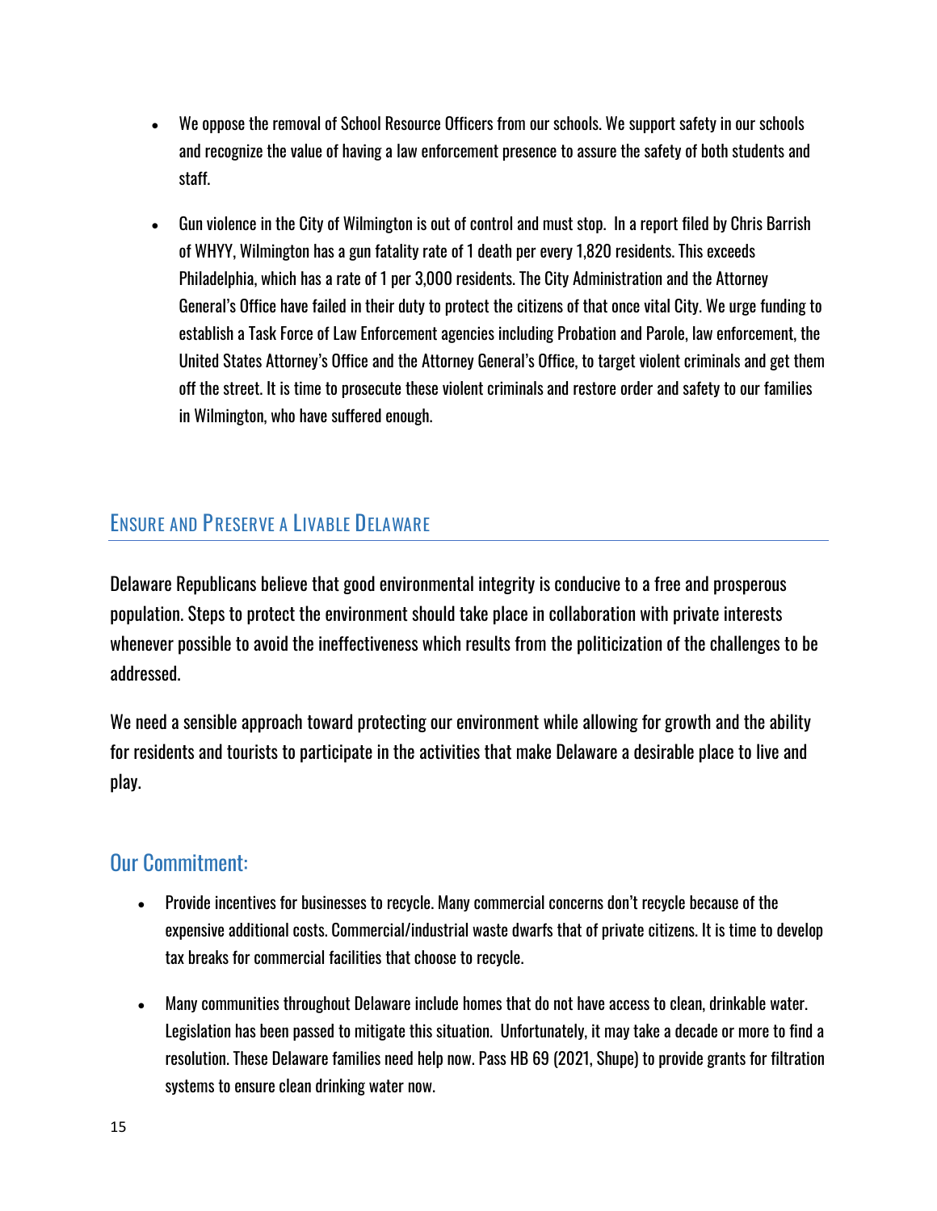- We oppose the removal of School Resource Officers from our schools. We support safety in our schools and recognize the value of having a law enforcement presence to assure the safety of both students and staff.

- Gun violence in the City of Wilmington is out of control and must stop. In a report filed by Chris Barrish of WHYY, Wilmington has a gun fatality rate of 1 death per every 1,820 residents. This exceeds Philadelphia, which has a rate of 1 per 3,000 residents. The City Administration and the Attorney General's Office have failed in their duty to protect the citizens of that once vital City. We urge funding to establish a Task Force of Law Enforcement agencies including Probation and Parole, law enforcement, the United States Attorney's Office and the Attorney General's Office, to target violent criminals and get them off the street. It is time to prosecute these violent criminals and restore order and safety to our families in Wilmington, who have suffered enough.

## Ensure and Preserve a Livable Delaware

Delaware Republicans believe that good environmental integrity is conducive to a free and prosperous population. Steps to protect the environment should take place in collaboration with private interests whenever possible to avoid the ineffectiveness which results from the politicization of the challenges to be addressed.

We need a sensible approach toward protecting our environment while allowing for growth and the ability for residents and tourists to participate in the activities that make Delaware a desirable place to live and play.

### Our Commitment:

- Provide incentives for businesses to recycle. Many commercial concerns don't recycle because of the expensive additional costs. Commercial/industrial waste dwarfs that of private citizens. It is time to develop tax breaks for commercial facilities that choose to recycle.

- Many communities throughout Delaware include homes that do not have access to clean, drinkable water. Legislation has been passed to mitigate this situation. Unfortunately, it may take a decade or more to find a resolution. These Delaware families need help now. Pass HB 69 (2021, Shupe) to provide grants for filtration systems to ensure clean drinking water now.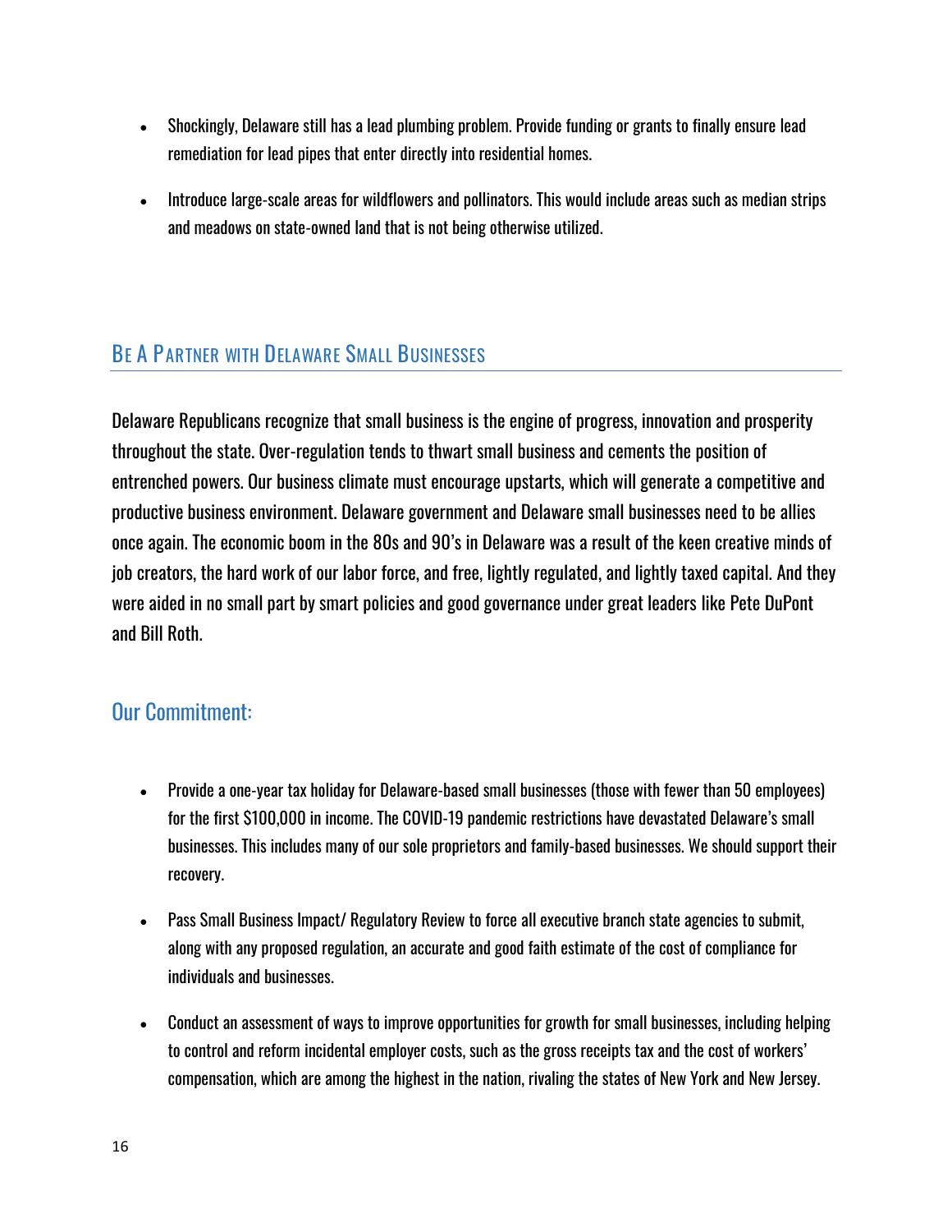- Shockingly, Delaware still has a lead plumbing problem. Provide funding or grants to finally ensure lead remediation for lead pipes that enter directly into residential homes.
- Introduce large-scale areas for wildflowers and pollinators. This would include areas such as median strips and meadows on state-owned land that is not being otherwise utilized.

## Be A Partner with Delaware Small Businesses

Delaware Republicans recognize that small business is the engine of progress, innovation and prosperity throughout the state. Over-regulation tends to thwart small business and cements the position of entrenched powers. Our business climate must encourage upstarts, which will generate a competitive and productive business environment. Delaware government and Delaware small businesses need to be allies once again. The economic boom in the 80s and 90's in Delaware was a result of the keen creative minds of job creators, the hard work of our labor force, and free, lightly regulated, and lightly taxed capital. And they were aided in no small part by smart policies and good governance under great leaders like Pete DuPont and Bill Roth.

### Our Commitment:

- Provide a one-year tax holiday for Delaware-based small businesses (those with fewer than 50 employees) for the first $100,000 in income. The COVID-19 pandemic restrictions have devastated Delaware's small businesses. This includes many of our sole proprietors and family-based businesses. We should support their recovery.
- Pass Small Business Impact/ Regulatory Review to force all executive branch state agencies to submit, along with any proposed regulation, an accurate and good faith estimate of the cost of compliance for individuals and businesses.
- Conduct an assessment of ways to improve opportunities for growth for small businesses, including helping to control and reform incidental employer costs, such as the gross receipts tax and the cost of workers' compensation, which are among the highest in the nation, rivaling the states of New York and New Jersey.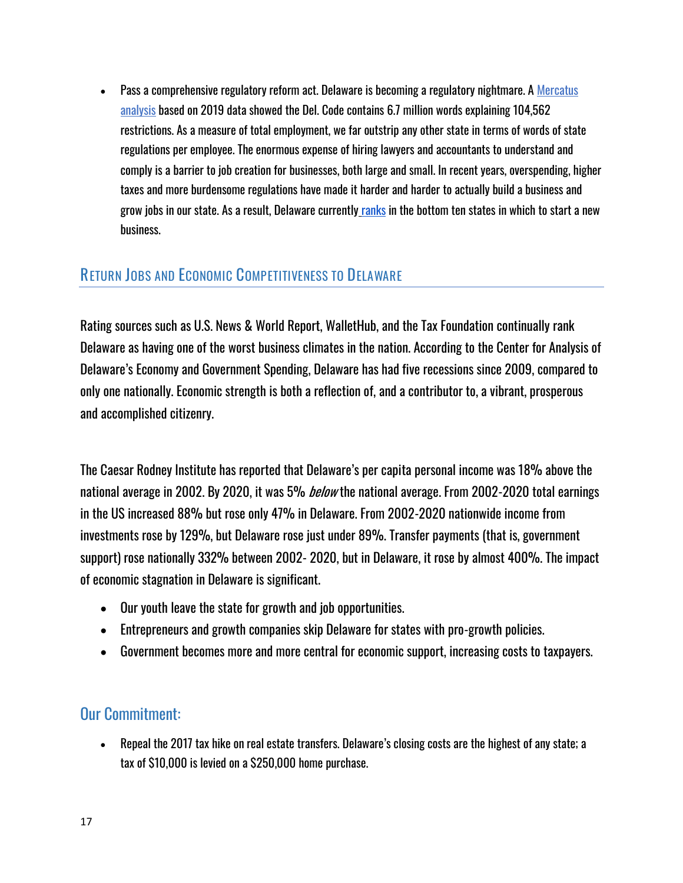- Pass a comprehensive regulatory reform act. Delaware is becoming a regulatory nightmare. A [Mercatus analysis] based on 2019 data showed the Del. Code contains 6.7 million words explaining 104,562 restrictions. As a measure of total employment, we far outstrip any other state in terms of words of state regulations per employee. The enormous expense of hiring lawyers and accountants to understand and comply is a barrier to job creation for businesses, both large and small. In recent years, overspending, higher taxes and more burdensome regulations have made it harder and harder to actually build a business and grow jobs in our state. As a result, Delaware currently [ranks] in the bottom ten states in which to start a new business.

## Return Jobs and Economic Competitiveness to Delaware

Rating sources such as U.S. News & World Report, WalletHub, and the Tax Foundation continually rank Delaware as having one of the worst business climates in the nation. According to the Center for Analysis of Delaware's Economy and Government Spending, Delaware has had five recessions since 2009, compared to only one nationally. Economic strength is both a reflection of, and a contributor to, a vibrant, prosperous and accomplished citizenry.

The Caesar Rodney Institute has reported that Delaware's per capita personal income was 18% above the national average in 2002. By 2020, it was 5% *below* the national average. From 2002-2020 total earnings in the US increased 88% but rose only 47% in Delaware. From 2002-2020 nationwide income from investments rose by 129%, but Delaware rose just under 89%. Transfer payments (that is, government support) rose nationally 332% between 2002- 2020, but in Delaware, it rose by almost 400%. The impact of economic stagnation in Delaware is significant.

- Our youth leave the state for growth and job opportunities.
- Entrepreneurs and growth companies skip Delaware for states with pro-growth policies.
- Government becomes more and more central for economic support, increasing costs to taxpayers.

### Our Commitment:

- Repeal the 2017 tax hike on real estate transfers. Delaware's closing costs are the highest of any state; a tax of $10,000 is levied on a $250,000 home purchase.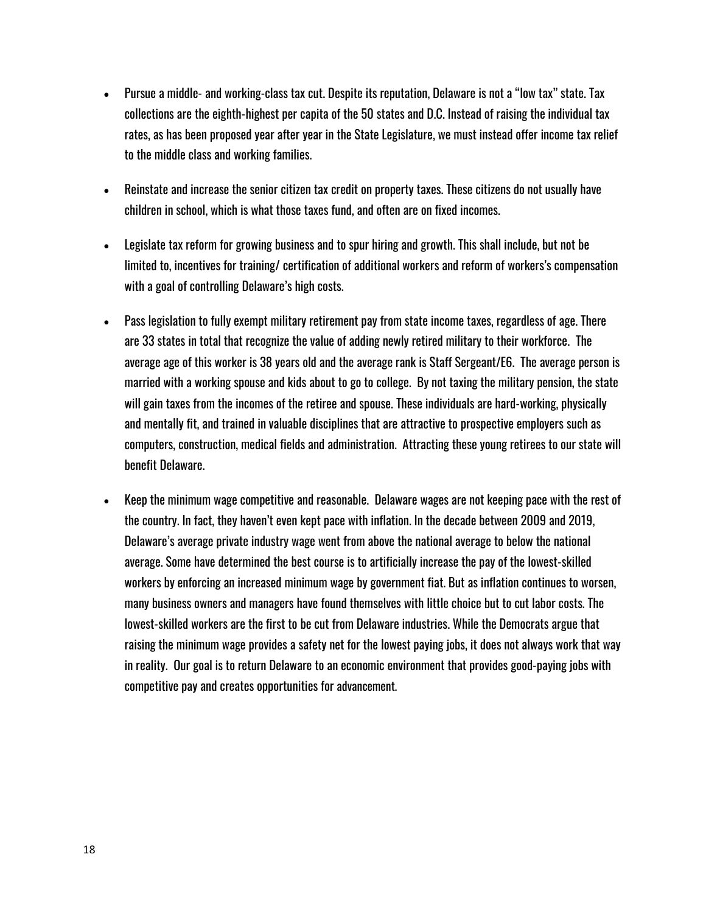- Pursue a middle- and working-class tax cut. Despite its reputation, Delaware is not a "low tax" state. Tax collections are the eighth-highest per capita of the 50 states and D.C. Instead of raising the individual tax rates, as has been proposed year after year in the State Legislature, we must instead offer income tax relief to the middle class and working families.

- Reinstate and increase the senior citizen tax credit on property taxes. These citizens do not usually have children in school, which is what those taxes fund, and often are on fixed incomes.

- Legislate tax reform for growing business and to spur hiring and growth. This shall include, but not be limited to, incentives for training/ certification of additional workers and reform of workers's compensation with a goal of controlling Delaware's high costs.

- Pass legislation to fully exempt military retirement pay from state income taxes, regardless of age. There are 33 states in total that recognize the value of adding newly retired military to their workforce. The average age of this worker is 38 years old and the average rank is Staff Sergeant/E6. The average person is married with a working spouse and kids about to go to college. By not taxing the military pension, the state will gain taxes from the incomes of the retiree and spouse. These individuals are hard-working, physically and mentally fit, and trained in valuable disciplines that are attractive to prospective employers such as computers, construction, medical fields and administration. Attracting these young retirees to our state will benefit Delaware.

- Keep the minimum wage competitive and reasonable. Delaware wages are not keeping pace with the rest of the country. In fact, they haven't even kept pace with inflation. In the decade between 2009 and 2019, Delaware's average private industry wage went from above the national average to below the national average. Some have determined the best course is to artificially increase the pay of the lowest-skilled workers by enforcing an increased minimum wage by government fiat. But as inflation continues to worsen, many business owners and managers have found themselves with little choice but to cut labor costs. The lowest-skilled workers are the first to be cut from Delaware industries. While the Democrats argue that raising the minimum wage provides a safety net for the lowest paying jobs, it does not always work that way in reality. Our goal is to return Delaware to an economic environment that provides good-paying jobs with competitive pay and creates opportunities for advancement.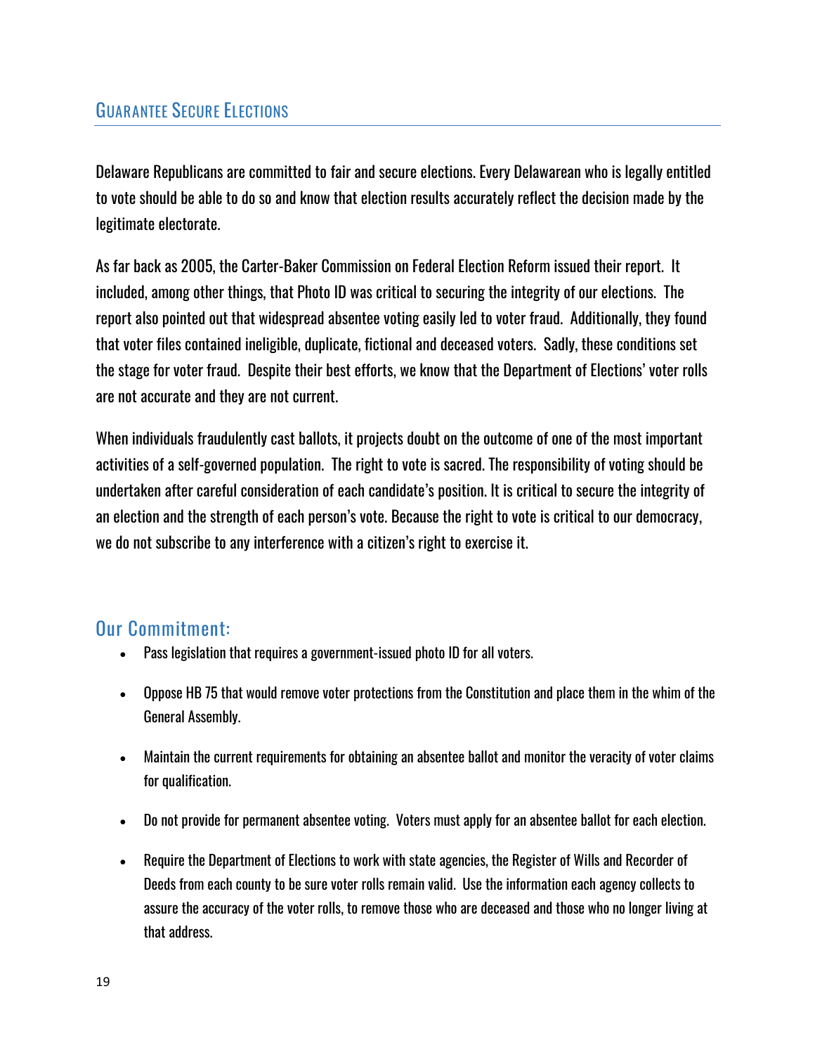## Guarantee Secure Elections

Delaware Republicans are committed to fair and secure elections. Every Delawarean who is legally entitled to vote should be able to do so and know that election results accurately reflect the decision made by the legitimate electorate.

As far back as 2005, the Carter-Baker Commission on Federal Election Reform issued their report. It included, among other things, that Photo ID was critical to securing the integrity of our elections. The report also pointed out that widespread absentee voting easily led to voter fraud. Additionally, they found that voter files contained ineligible, duplicate, fictional and deceased voters. Sadly, these conditions set the stage for voter fraud. Despite their best efforts, we know that the Department of Elections' voter rolls are not accurate and they are not current.

When individuals fraudulently cast ballots, it projects doubt on the outcome of one of the most important activities of a self-governed population. The right to vote is sacred. The responsibility of voting should be undertaken after careful consideration of each candidate's position. It is critical to secure the integrity of an election and the strength of each person's vote. Because the right to vote is critical to our democracy, we do not subscribe to any interference with a citizen's right to exercise it.

### Our Commitment:

- Pass legislation that requires a government-issued photo ID for all voters.
- Oppose HB 75 that would remove voter protections from the Constitution and place them in the whim of the General Assembly.
- Maintain the current requirements for obtaining an absentee ballot and monitor the veracity of voter claims for qualification.
- Do not provide for permanent absentee voting. Voters must apply for an absentee ballot for each election.
- Require the Department of Elections to work with state agencies, the Register of Wills and Recorder of Deeds from each county to be sure voter rolls remain valid. Use the information each agency collects to assure the accuracy of the voter rolls, to remove those who are deceased and those who no longer living at that address.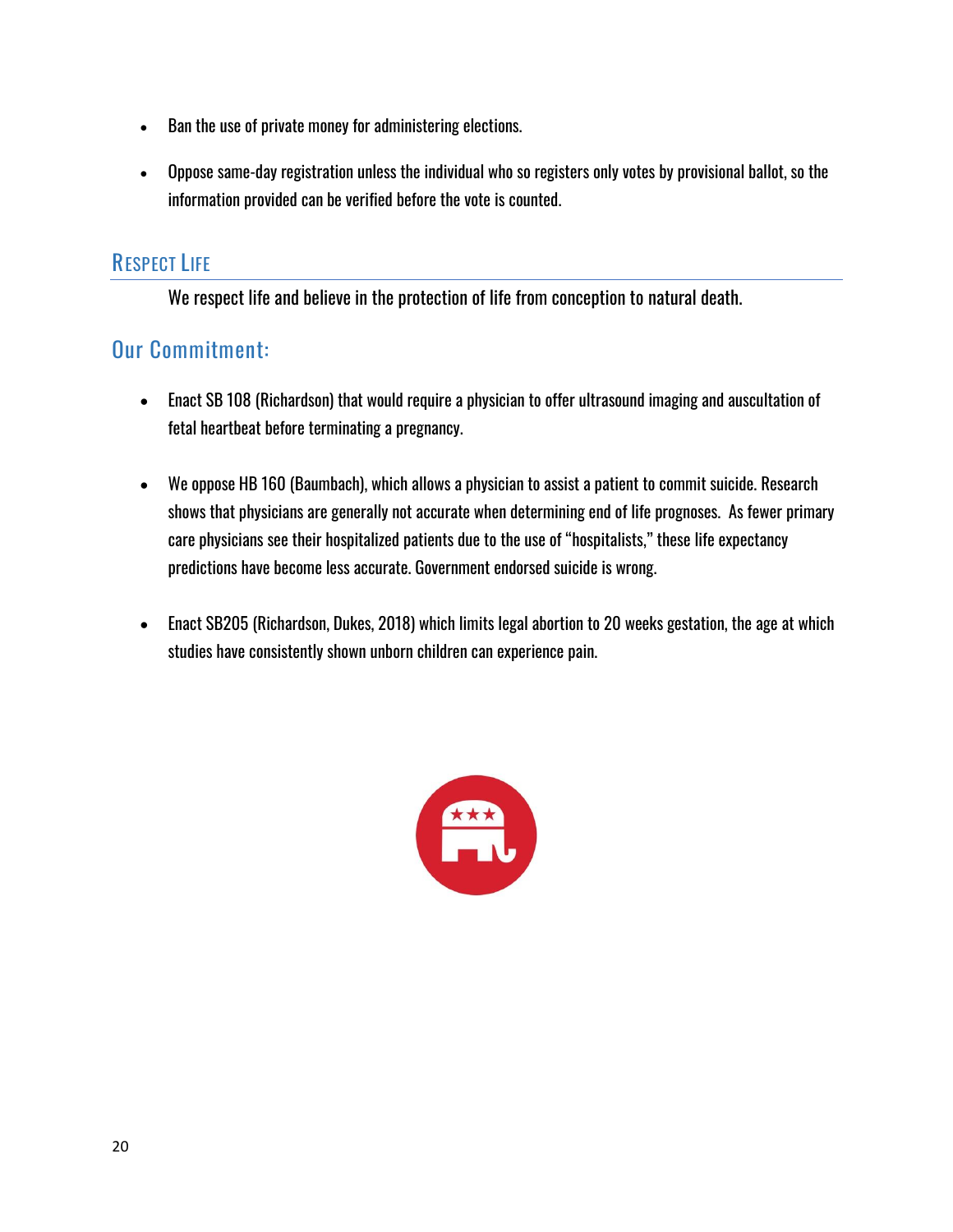- Ban the use of private money for administering elections.
- Oppose same-day registration unless the individual who so registers only votes by provisional ballot, so the information provided can be verified before the vote is counted.

## Respect Life

We respect life and believe in the protection of life from conception to natural death.

## Our Commitment:

- Enact SB 108 (Richardson) that would require a physician to offer ultrasound imaging and auscultation of fetal heartbeat before terminating a pregnancy.
- We oppose HB 160 (Baumbach), which allows a physician to assist a patient to commit suicide. Research shows that physicians are generally not accurate when determining end of life prognoses. As fewer primary care physicians see their hospitalized patients due to the use of "hospitalists," these life expectancy predictions have become less accurate. Government endorsed suicide is wrong.
- Enact SB205 (Richardson, Dukes, 2018) which limits legal abortion to 20 weeks gestation, the age at which studies have consistently shown unborn children can experience pain.